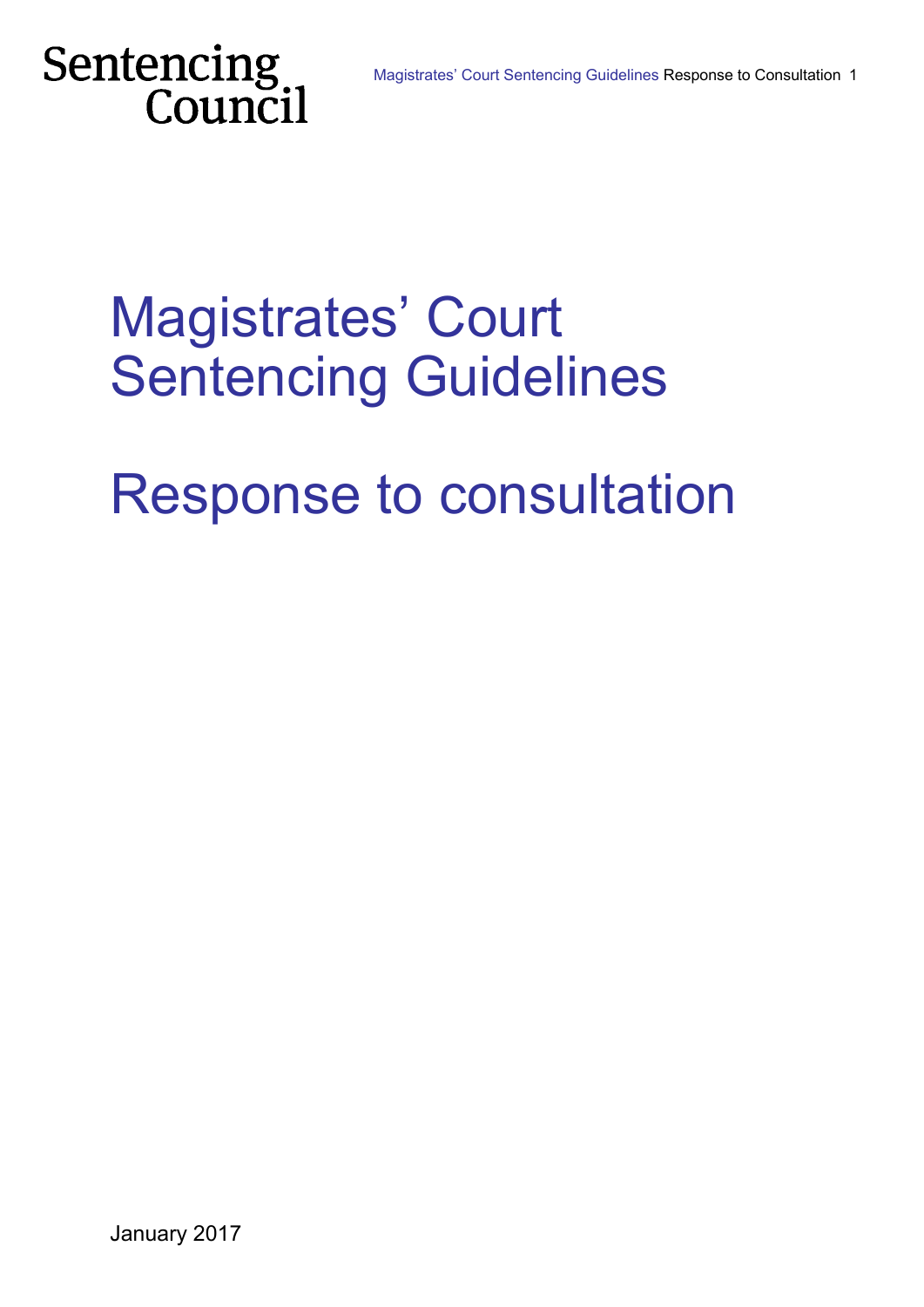Sentencing Council

# Magistrates' Court Sentencing Guidelines

# Response to consultation

January 2017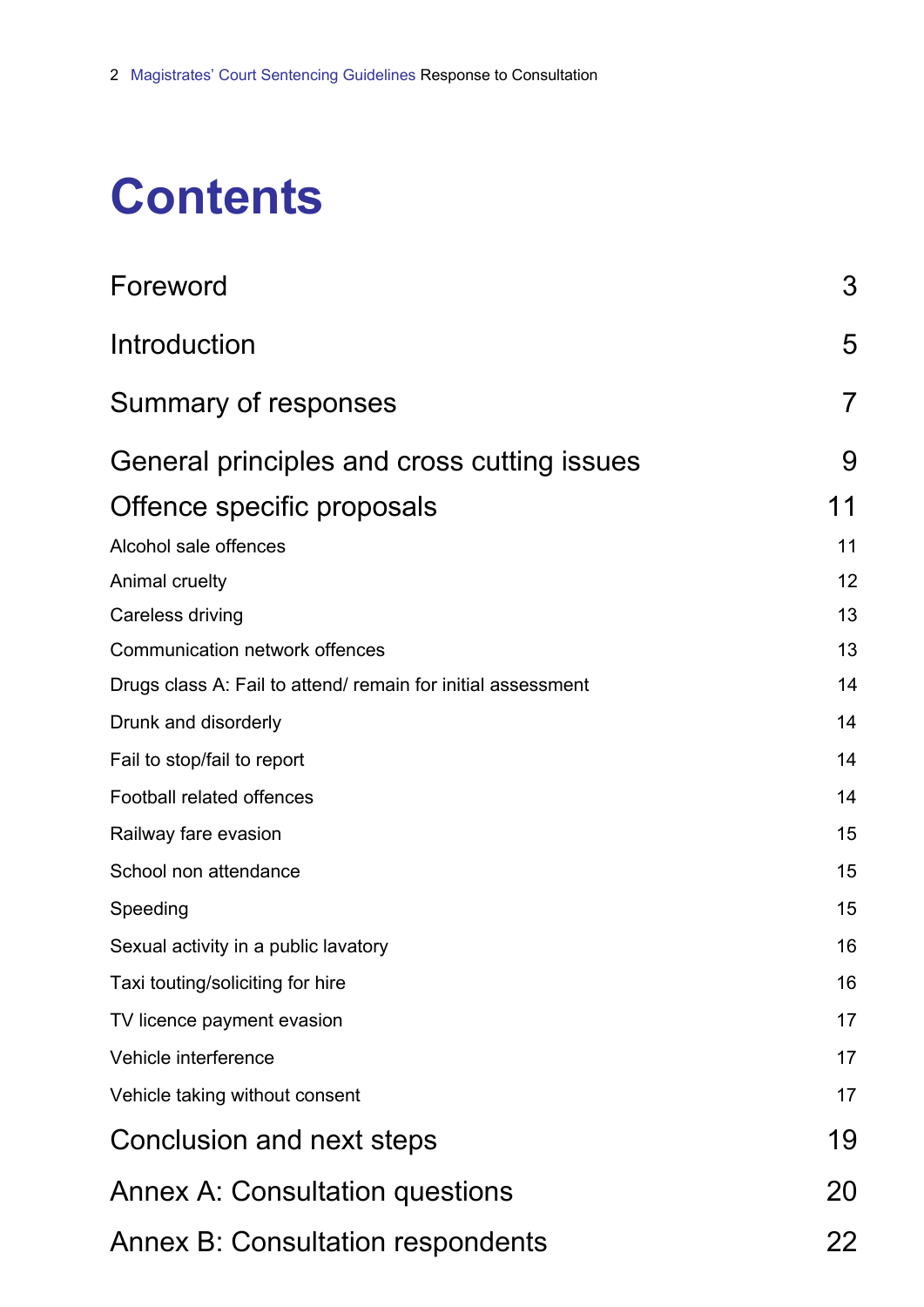# Contents

| | |
|---|---|
| Foreword | 3 |
| Introduction | 5 |
| Summary of responses | 7 |
| General principles and cross cutting issues | 9 |
| Offence specific proposals | 11 |
| Alcohol sale offences | 11 |
| Animal cruelty | 12 |
| Careless driving | 13 |
| Communication network offences | 13 |
| Drugs class A: Fail to attend/ remain for initial assessment | 14 |
| Drunk and disorderly | 14 |
| Fail to stop/fail to report | 14 |
| Football related offences | 14 |
| Railway fare evasion | 15 |
| School non attendance | 15 |
| Speeding | 15 |
| Sexual activity in a public lavatory | 16 |
| Taxi touting/soliciting for hire | 16 |
| TV licence payment evasion | 17 |
| Vehicle interference | 17 |
| Vehicle taking without consent | 17 |
| Conclusion and next steps | 19 |
| Annex A: Consultation questions | 20 |
| Annex B: Consultation respondents | 22 |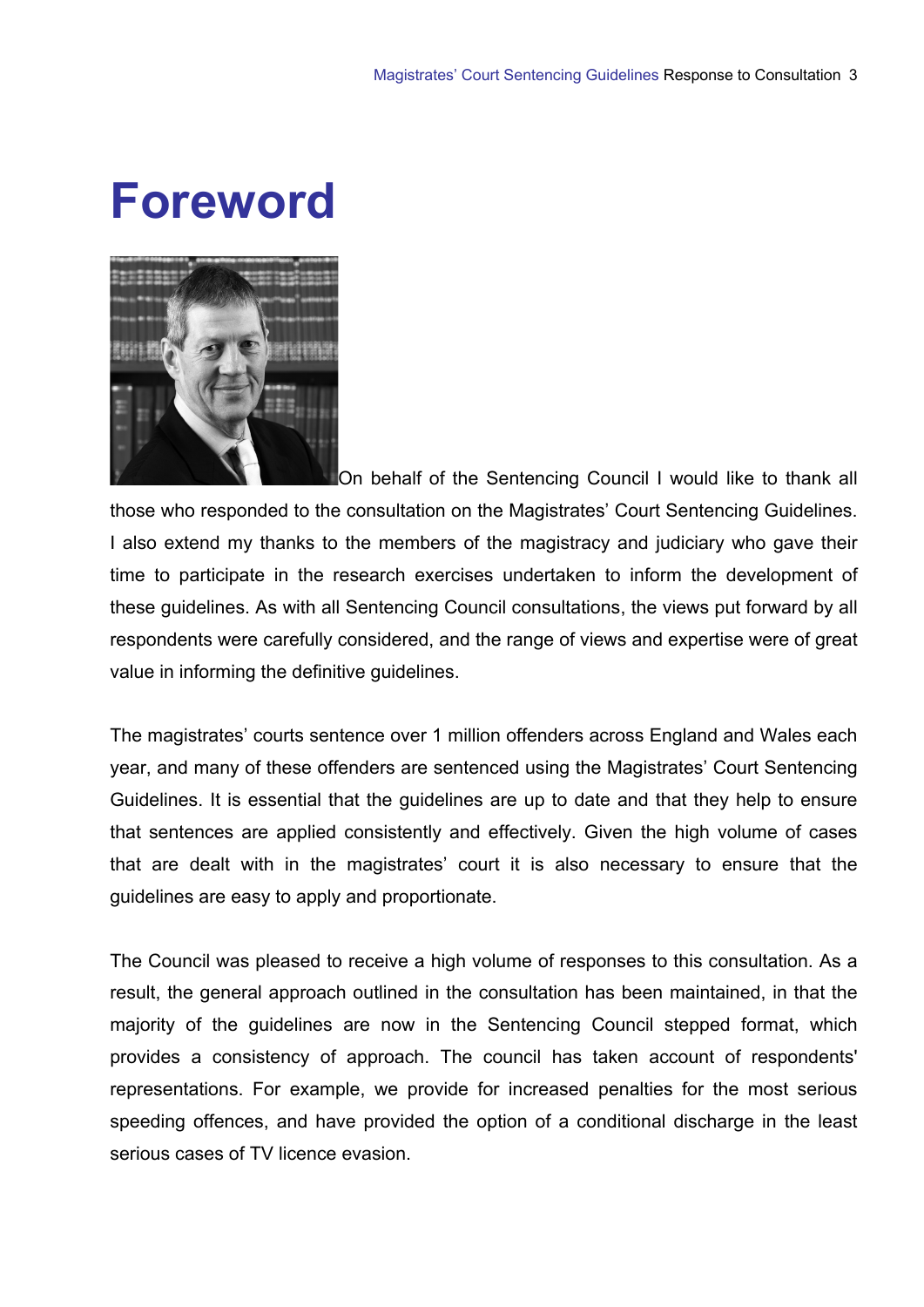# Foreword

On behalf of the Sentencing Council I would like to thank all those who responded to the consultation on the Magistrates' Court Sentencing Guidelines. I also extend my thanks to the members of the magistracy and judiciary who gave their time to participate in the research exercises undertaken to inform the development of these guidelines. As with all Sentencing Council consultations, the views put forward by all respondents were carefully considered, and the range of views and expertise were of great value in informing the definitive guidelines.

The magistrates' courts sentence over 1 million offenders across England and Wales each year, and many of these offenders are sentenced using the Magistrates' Court Sentencing Guidelines. It is essential that the guidelines are up to date and that they help to ensure that sentences are applied consistently and effectively. Given the high volume of cases that are dealt with in the magistrates' court it is also necessary to ensure that the guidelines are easy to apply and proportionate.

The Council was pleased to receive a high volume of responses to this consultation. As a result, the general approach outlined in the consultation has been maintained, in that the majority of the guidelines are now in the Sentencing Council stepped format, which provides a consistency of approach. The council has taken account of respondents' representations. For example, we provide for increased penalties for the most serious speeding offences, and have provided the option of a conditional discharge in the least serious cases of TV licence evasion.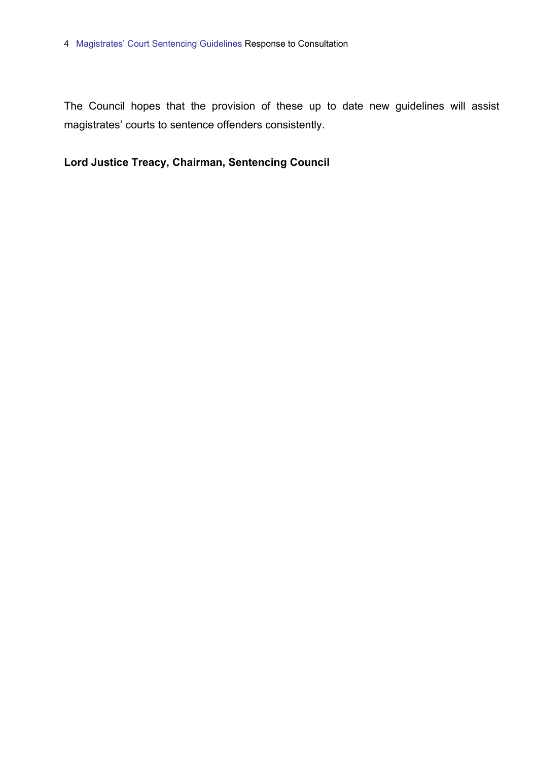The Council hopes that the provision of these up to date new guidelines will assist magistrates' courts to sentence offenders consistently.

**Lord Justice Treacy, Chairman, Sentencing Council**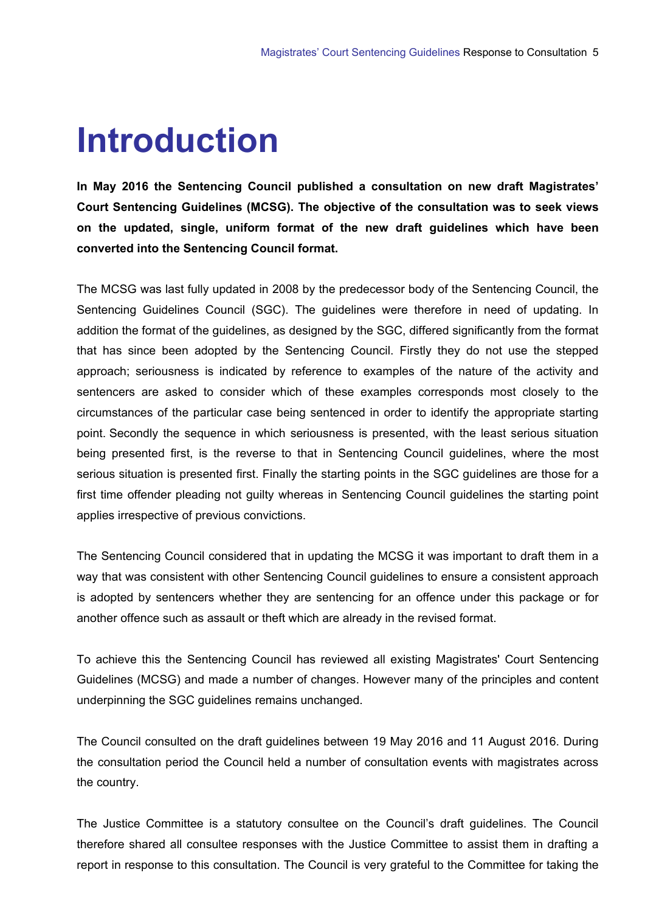# Introduction

**In May 2016 the Sentencing Council published a consultation on new draft Magistrates' Court Sentencing Guidelines (MCSG). The objective of the consultation was to seek views on the updated, single, uniform format of the new draft guidelines which have been converted into the Sentencing Council format.**

The MCSG was last fully updated in 2008 by the predecessor body of the Sentencing Council, the Sentencing Guidelines Council (SGC). The guidelines were therefore in need of updating. In addition the format of the guidelines, as designed by the SGC, differed significantly from the format that has since been adopted by the Sentencing Council. Firstly they do not use the stepped approach; seriousness is indicated by reference to examples of the nature of the activity and sentencers are asked to consider which of these examples corresponds most closely to the circumstances of the particular case being sentenced in order to identify the appropriate starting point. Secondly the sequence in which seriousness is presented, with the least serious situation being presented first, is the reverse to that in Sentencing Council guidelines, where the most serious situation is presented first. Finally the starting points in the SGC guidelines are those for a first time offender pleading not guilty whereas in Sentencing Council guidelines the starting point applies irrespective of previous convictions.

The Sentencing Council considered that in updating the MCSG it was important to draft them in a way that was consistent with other Sentencing Council guidelines to ensure a consistent approach is adopted by sentencers whether they are sentencing for an offence under this package or for another offence such as assault or theft which are already in the revised format.

To achieve this the Sentencing Council has reviewed all existing Magistrates' Court Sentencing Guidelines (MCSG) and made a number of changes. However many of the principles and content underpinning the SGC guidelines remains unchanged.

The Council consulted on the draft guidelines between 19 May 2016 and 11 August 2016. During the consultation period the Council held a number of consultation events with magistrates across the country.

The Justice Committee is a statutory consultee on the Council's draft guidelines. The Council therefore shared all consultee responses with the Justice Committee to assist them in drafting a report in response to this consultation. The Council is very grateful to the Committee for taking the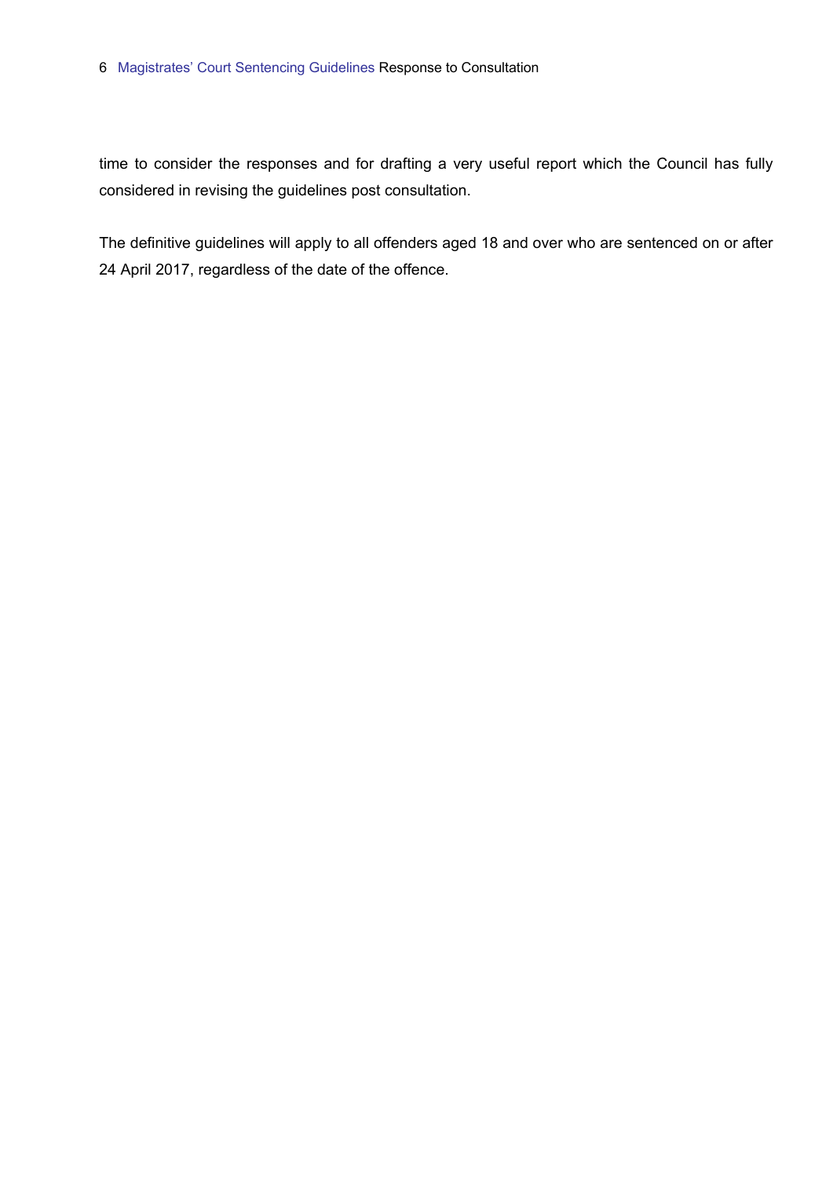time to consider the responses and for drafting a very useful report which the Council has fully considered in revising the guidelines post consultation.

The definitive guidelines will apply to all offenders aged 18 and over who are sentenced on or after 24 April 2017, regardless of the date of the offence.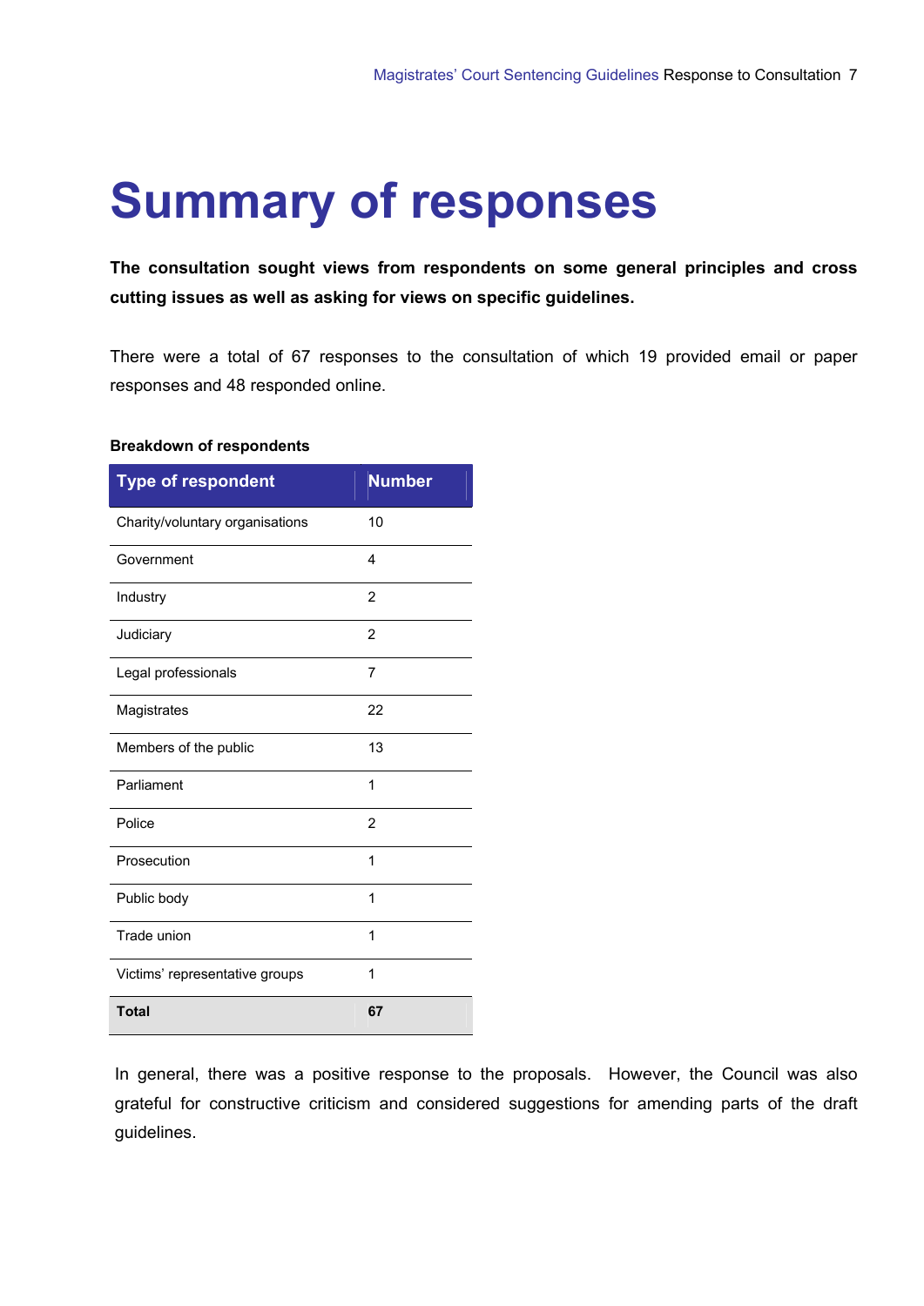# Summary of responses

**The consultation sought views from respondents on some general principles and cross cutting issues as well as asking for views on specific guidelines.**

There were a total of 67 responses to the consultation of which 19 provided email or paper responses and 48 responded online.

**Breakdown of respondents**

| Type of respondent | Number |
|---|---|
| Charity/voluntary organisations | 10 |
| Government | 4 |
| Industry | 2 |
| Judiciary | 2 |
| Legal professionals | 7 |
| Magistrates | 22 |
| Members of the public | 13 |
| Parliament | 1 |
| Police | 2 |
| Prosecution | 1 |
| Public body | 1 |
| Trade union | 1 |
| Victims' representative groups | 1 |
| **Total** | **67** |

In general, there was a positive response to the proposals. However, the Council was also grateful for constructive criticism and considered suggestions for amending parts of the draft guidelines.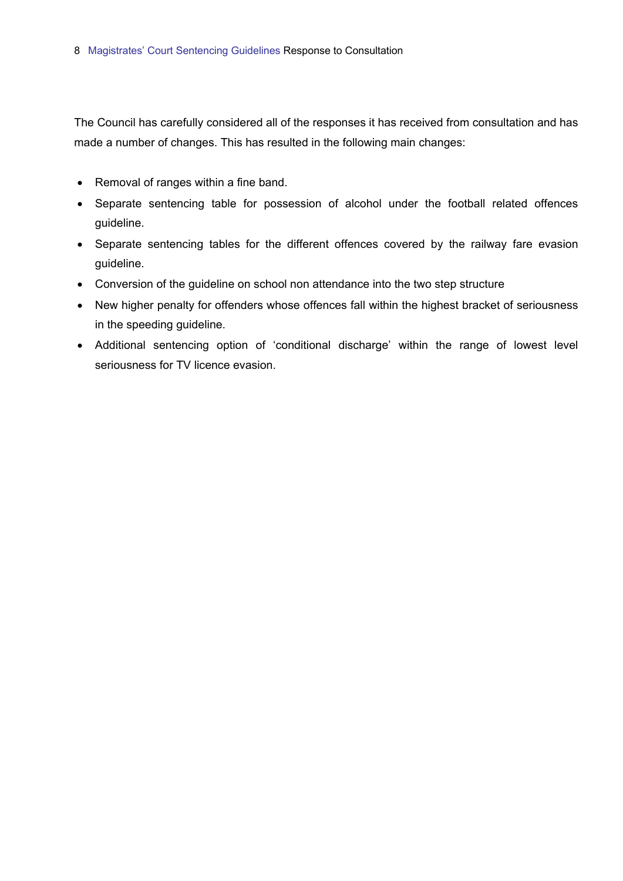The Council has carefully considered all of the responses it has received from consultation and has made a number of changes. This has resulted in the following main changes:

- Removal of ranges within a fine band.
- Separate sentencing table for possession of alcohol under the football related offences guideline.
- Separate sentencing tables for the different offences covered by the railway fare evasion guideline.
- Conversion of the guideline on school non attendance into the two step structure
- New higher penalty for offenders whose offences fall within the highest bracket of seriousness in the speeding guideline.
- Additional sentencing option of 'conditional discharge' within the range of lowest level seriousness for TV licence evasion.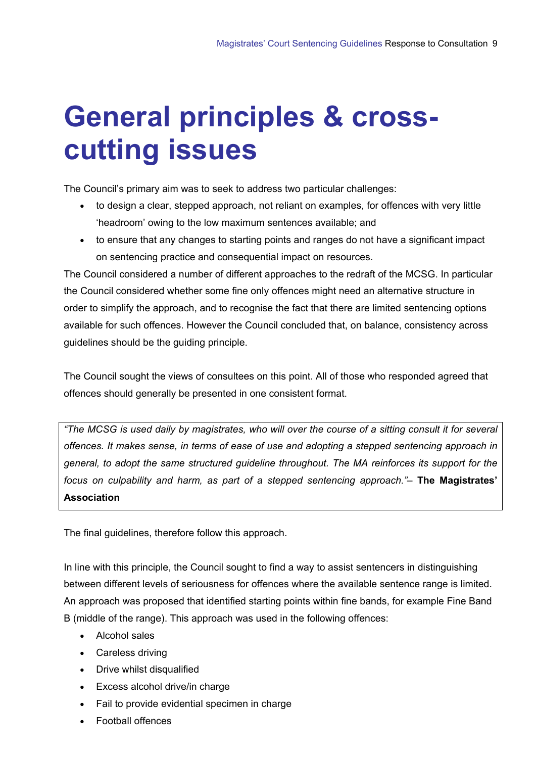# General principles & cross-cutting issues

The Council's primary aim was to seek to address two particular challenges:

- to design a clear, stepped approach, not reliant on examples, for offences with very little 'headroom' owing to the low maximum sentences available; and
- to ensure that any changes to starting points and ranges do not have a significant impact on sentencing practice and consequential impact on resources.

The Council considered a number of different approaches to the redraft of the MCSG. In particular the Council considered whether some fine only offences might need an alternative structure in order to simplify the approach, and to recognise the fact that there are limited sentencing options available for such offences. However the Council concluded that, on balance, consistency across guidelines should be the guiding principle.

The Council sought the views of consultees on this point. All of those who responded agreed that offences should generally be presented in one consistent format.

> *"The MCSG is used daily by magistrates, who will over the course of a sitting consult it for several offences. It makes sense, in terms of ease of use and adopting a stepped sentencing approach in general, to adopt the same structured guideline throughout. The MA reinforces its support for the focus on culpability and harm, as part of a stepped sentencing approach."*– **The Magistrates' Association**

The final guidelines, therefore follow this approach.

In line with this principle, the Council sought to find a way to assist sentencers in distinguishing between different levels of seriousness for offences where the available sentence range is limited. An approach was proposed that identified starting points within fine bands, for example Fine Band B (middle of the range). This approach was used in the following offences:

- Alcohol sales
- Careless driving
- Drive whilst disqualified
- Excess alcohol drive/in charge
- Fail to provide evidential specimen in charge
- Football offences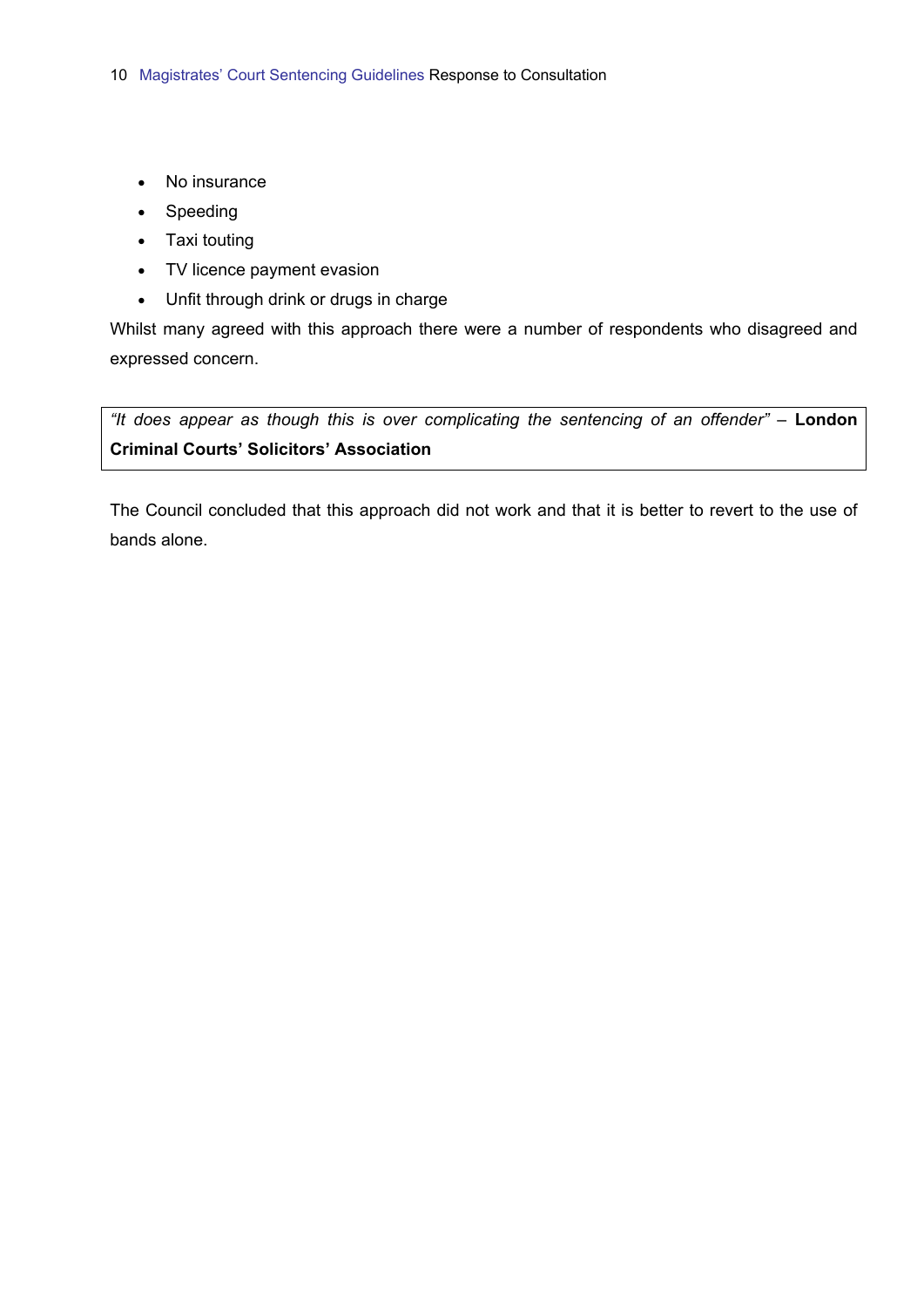- No insurance
- Speeding
- Taxi touting
- TV licence payment evasion
- Unfit through drink or drugs in charge

Whilst many agreed with this approach there were a number of respondents who disagreed and expressed concern.

> *"It does appear as though this is over complicating the sentencing of an offender"* – **London Criminal Courts' Solicitors' Association**

The Council concluded that this approach did not work and that it is better to revert to the use of bands alone.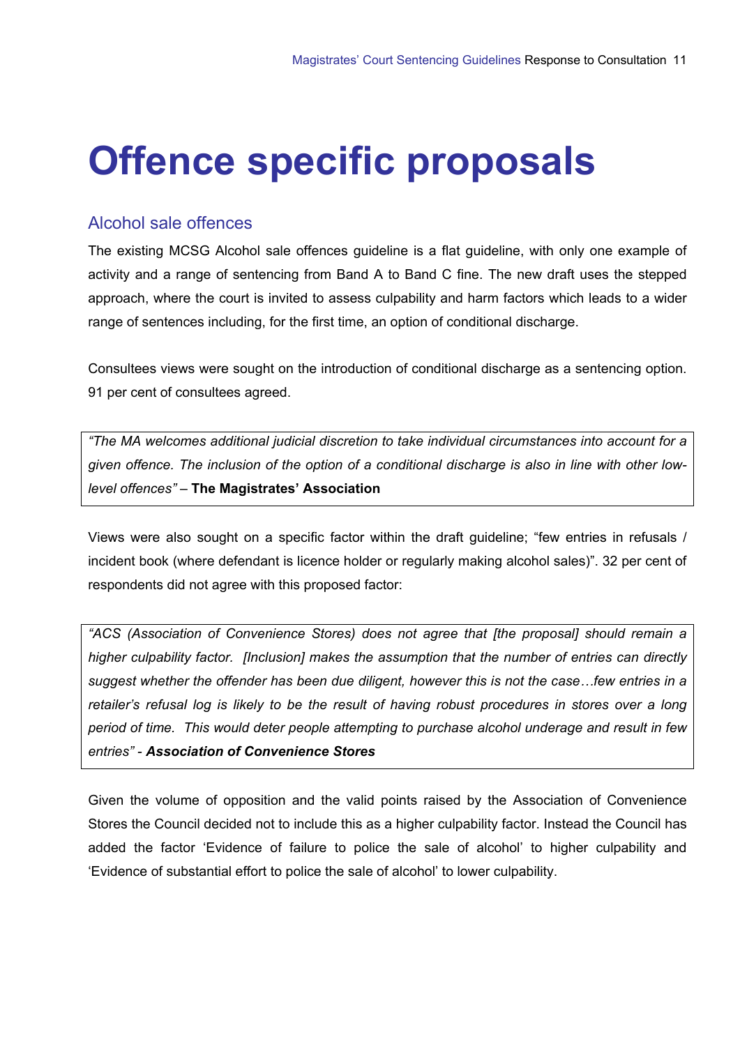# Offence specific proposals

## Alcohol sale offences

The existing MCSG Alcohol sale offences guideline is a flat guideline, with only one example of activity and a range of sentencing from Band A to Band C fine. The new draft uses the stepped approach, where the court is invited to assess culpability and harm factors which leads to a wider range of sentences including, for the first time, an option of conditional discharge.

Consultees views were sought on the introduction of conditional discharge as a sentencing option. 91 per cent of consultees agreed.

> *"The MA welcomes additional judicial discretion to take individual circumstances into account for a given offence. The inclusion of the option of a conditional discharge is also in line with other low-level offences"* – **The Magistrates' Association**

Views were also sought on a specific factor within the draft guideline; "few entries in refusals / incident book (where defendant is licence holder or regularly making alcohol sales)". 32 per cent of respondents did not agree with this proposed factor:

> *"ACS (Association of Convenience Stores) does not agree that [the proposal] should remain a higher culpability factor. [Inclusion] makes the assumption that the number of entries can directly suggest whether the offender has been due diligent, however this is not the case…few entries in a retailer's refusal log is likely to be the result of having robust procedures in stores over a long period of time. This would deter people attempting to purchase alcohol underage and result in few entries"* - ***Association of Convenience Stores***

Given the volume of opposition and the valid points raised by the Association of Convenience Stores the Council decided not to include this as a higher culpability factor. Instead the Council has added the factor 'Evidence of failure to police the sale of alcohol' to higher culpability and 'Evidence of substantial effort to police the sale of alcohol' to lower culpability.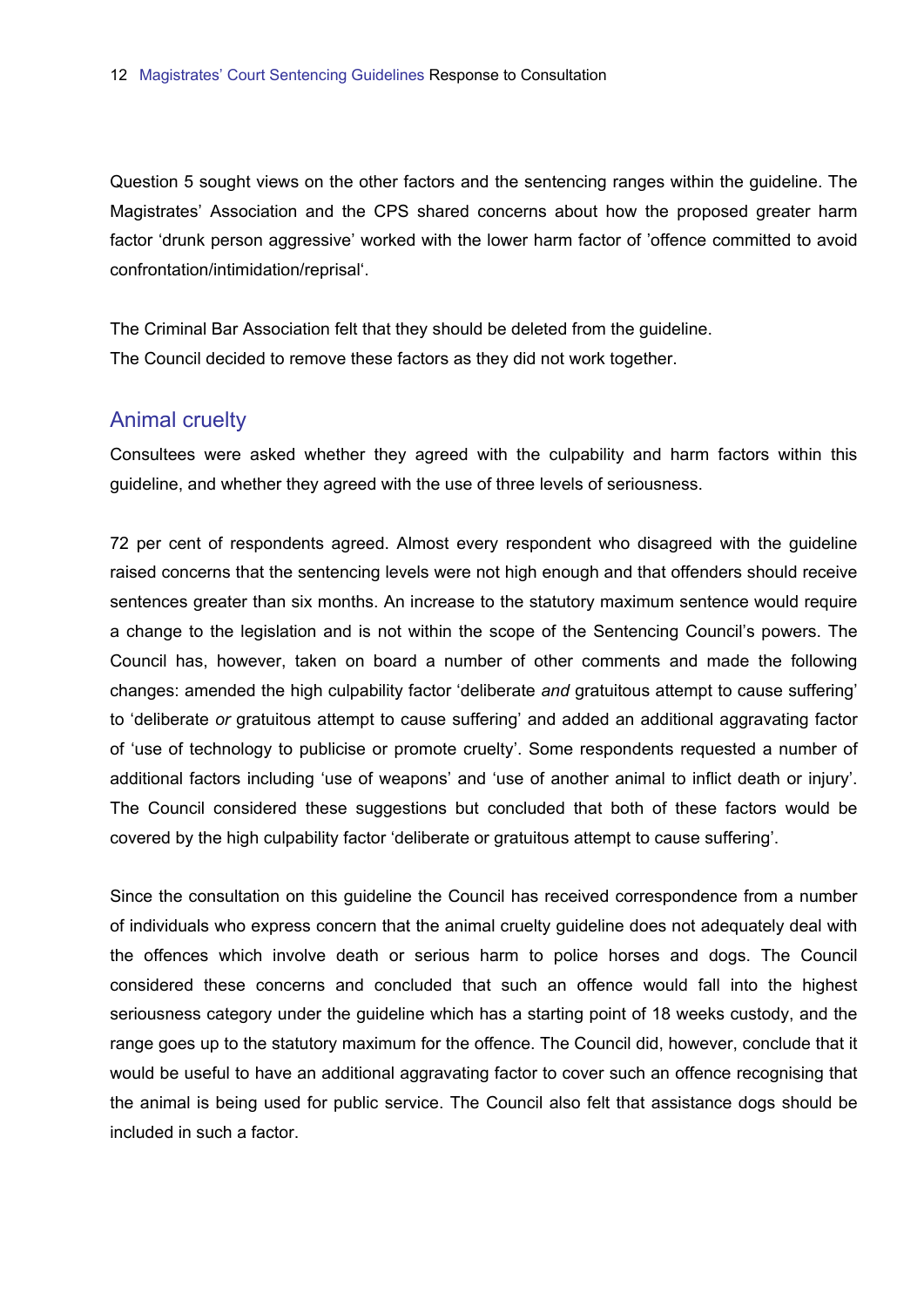Question 5 sought views on the other factors and the sentencing ranges within the guideline. The Magistrates' Association and the CPS shared concerns about how the proposed greater harm factor 'drunk person aggressive' worked with the lower harm factor of 'offence committed to avoid confrontation/intimidation/reprisal'.

The Criminal Bar Association felt that they should be deleted from the guideline.
The Council decided to remove these factors as they did not work together.

## Animal cruelty

Consultees were asked whether they agreed with the culpability and harm factors within this guideline, and whether they agreed with the use of three levels of seriousness.

72 per cent of respondents agreed. Almost every respondent who disagreed with the guideline raised concerns that the sentencing levels were not high enough and that offenders should receive sentences greater than six months. An increase to the statutory maximum sentence would require a change to the legislation and is not within the scope of the Sentencing Council's powers. The Council has, however, taken on board a number of other comments and made the following changes: amended the high culpability factor 'deliberate *and* gratuitous attempt to cause suffering' to 'deliberate *or* gratuitous attempt to cause suffering' and added an additional aggravating factor of 'use of technology to publicise or promote cruelty'. Some respondents requested a number of additional factors including 'use of weapons' and 'use of another animal to inflict death or injury'. The Council considered these suggestions but concluded that both of these factors would be covered by the high culpability factor 'deliberate or gratuitous attempt to cause suffering'.

Since the consultation on this guideline the Council has received correspondence from a number of individuals who express concern that the animal cruelty guideline does not adequately deal with the offences which involve death or serious harm to police horses and dogs. The Council considered these concerns and concluded that such an offence would fall into the highest seriousness category under the guideline which has a starting point of 18 weeks custody, and the range goes up to the statutory maximum for the offence. The Council did, however, conclude that it would be useful to have an additional aggravating factor to cover such an offence recognising that the animal is being used for public service. The Council also felt that assistance dogs should be included in such a factor.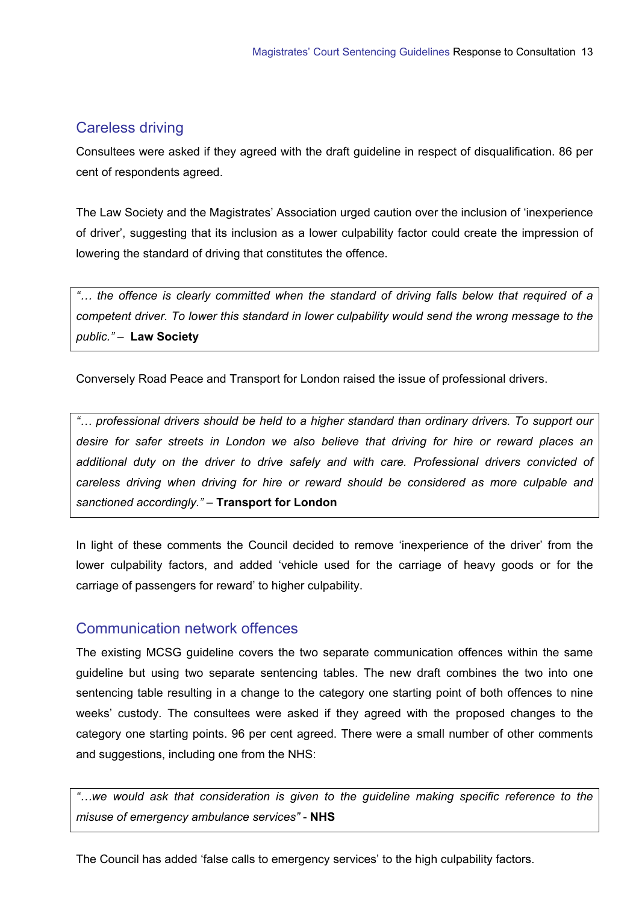## Careless driving

Consultees were asked if they agreed with the draft guideline in respect of disqualification. 86 per cent of respondents agreed.

The Law Society and the Magistrates' Association urged caution over the inclusion of 'inexperience of driver', suggesting that its inclusion as a lower culpability factor could create the impression of lowering the standard of driving that constitutes the offence.

> *"… the offence is clearly committed when the standard of driving falls below that required of a competent driver. To lower this standard in lower culpability would send the wrong message to the public."* – **Law Society**

Conversely Road Peace and Transport for London raised the issue of professional drivers.

> *"… professional drivers should be held to a higher standard than ordinary drivers. To support our desire for safer streets in London we also believe that driving for hire or reward places an additional duty on the driver to drive safely and with care. Professional drivers convicted of careless driving when driving for hire or reward should be considered as more culpable and sanctioned accordingly."* – **Transport for London**

In light of these comments the Council decided to remove 'inexperience of the driver' from the lower culpability factors, and added 'vehicle used for the carriage of heavy goods or for the carriage of passengers for reward' to higher culpability.

## Communication network offences

The existing MCSG guideline covers the two separate communication offences within the same guideline but using two separate sentencing tables. The new draft combines the two into one sentencing table resulting in a change to the category one starting point of both offences to nine weeks' custody. The consultees were asked if they agreed with the proposed changes to the category one starting points. 96 per cent agreed. There were a small number of other comments and suggestions, including one from the NHS:

> *"…we would ask that consideration is given to the guideline making specific reference to the misuse of emergency ambulance services"* - **NHS**

The Council has added 'false calls to emergency services' to the high culpability factors.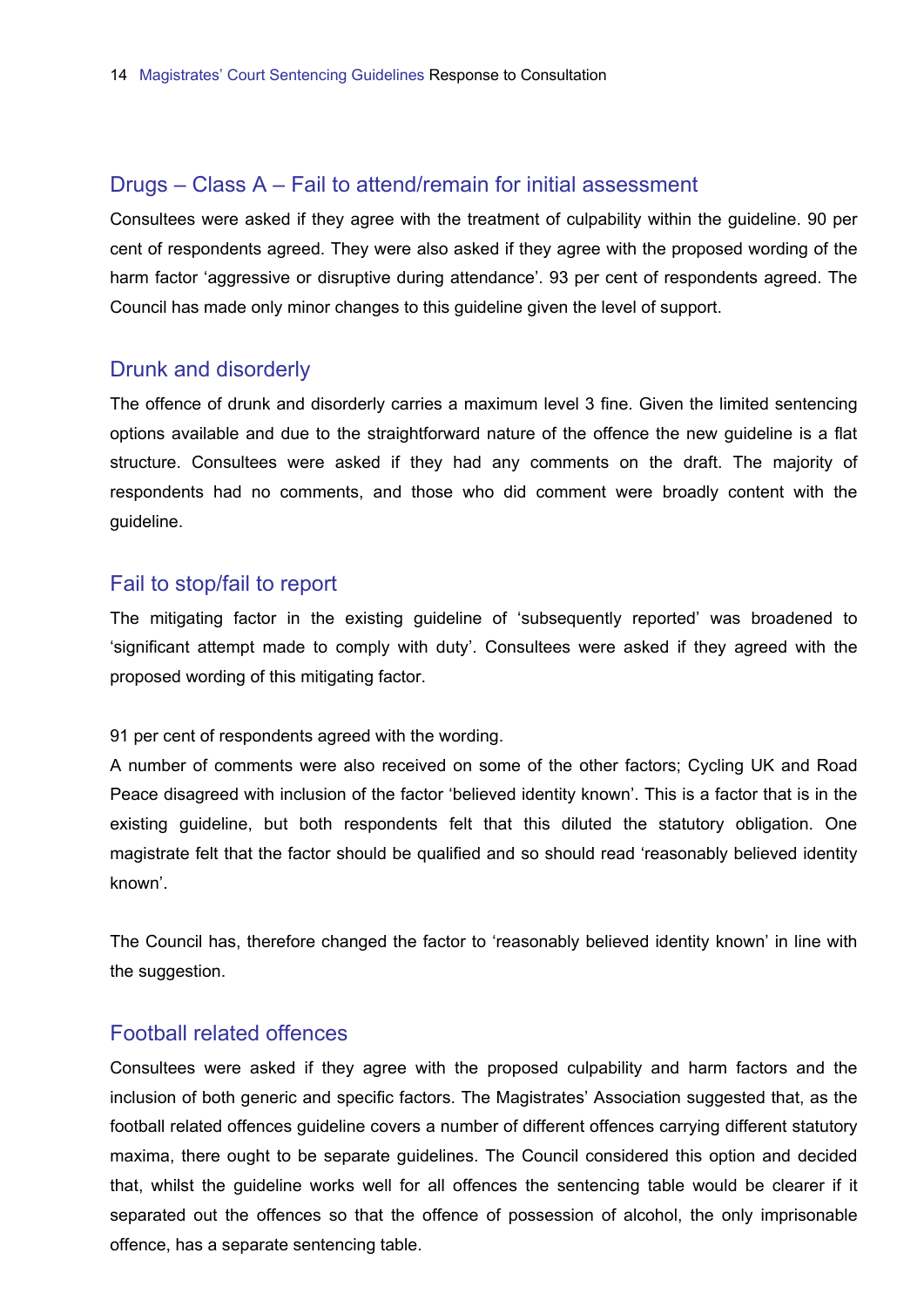## Drugs – Class A – Fail to attend/remain for initial assessment

Consultees were asked if they agree with the treatment of culpability within the guideline. 90 per cent of respondents agreed. They were also asked if they agree with the proposed wording of the harm factor 'aggressive or disruptive during attendance'. 93 per cent of respondents agreed. The Council has made only minor changes to this guideline given the level of support.

## Drunk and disorderly

The offence of drunk and disorderly carries a maximum level 3 fine. Given the limited sentencing options available and due to the straightforward nature of the offence the new guideline is a flat structure. Consultees were asked if they had any comments on the draft. The majority of respondents had no comments, and those who did comment were broadly content with the guideline.

## Fail to stop/fail to report

The mitigating factor in the existing guideline of 'subsequently reported' was broadened to 'significant attempt made to comply with duty'. Consultees were asked if they agreed with the proposed wording of this mitigating factor.

91 per cent of respondents agreed with the wording.

A number of comments were also received on some of the other factors; Cycling UK and Road Peace disagreed with inclusion of the factor 'believed identity known'. This is a factor that is in the existing guideline, but both respondents felt that this diluted the statutory obligation. One magistrate felt that the factor should be qualified and so should read 'reasonably believed identity known'.

The Council has, therefore changed the factor to 'reasonably believed identity known' in line with the suggestion.

## Football related offences

Consultees were asked if they agree with the proposed culpability and harm factors and the inclusion of both generic and specific factors. The Magistrates' Association suggested that, as the football related offences guideline covers a number of different offences carrying different statutory maxima, there ought to be separate guidelines. The Council considered this option and decided that, whilst the guideline works well for all offences the sentencing table would be clearer if it separated out the offences so that the offence of possession of alcohol, the only imprisonable offence, has a separate sentencing table.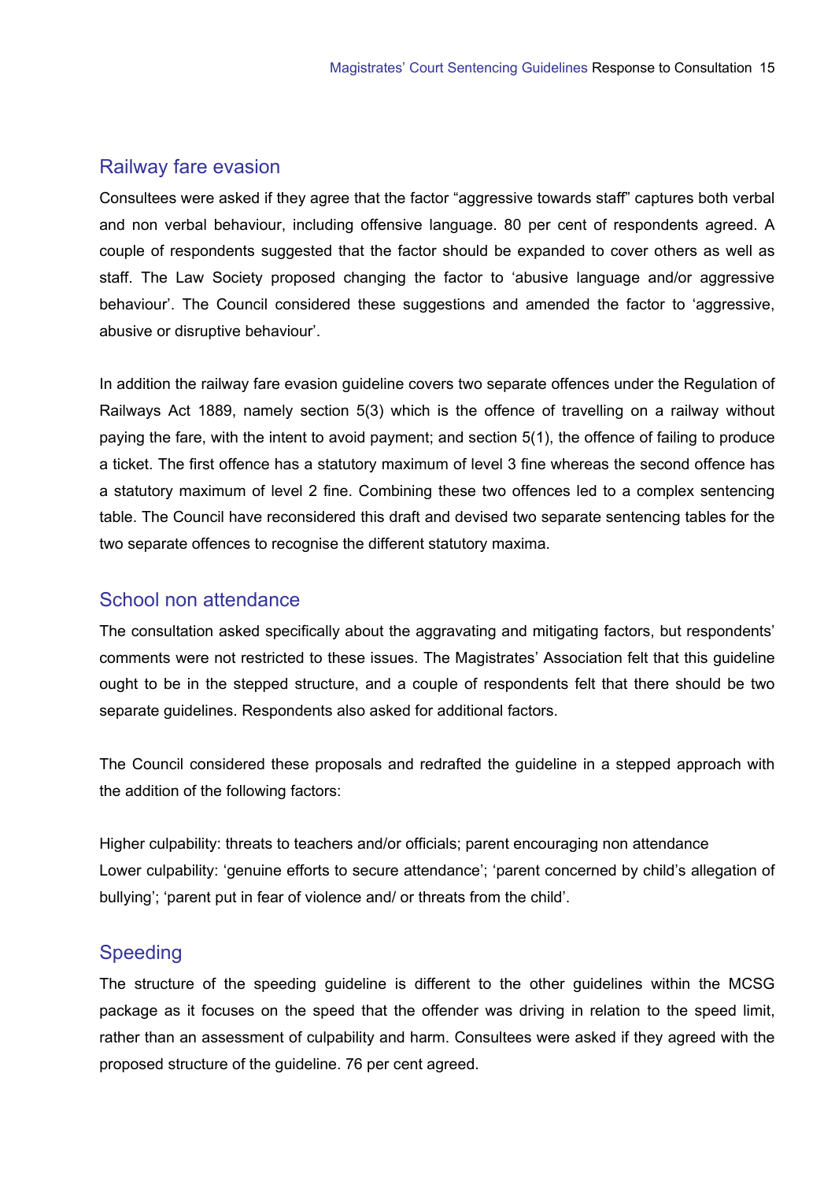## Railway fare evasion

Consultees were asked if they agree that the factor "aggressive towards staff" captures both verbal and non verbal behaviour, including offensive language. 80 per cent of respondents agreed. A couple of respondents suggested that the factor should be expanded to cover others as well as staff. The Law Society proposed changing the factor to 'abusive language and/or aggressive behaviour'. The Council considered these suggestions and amended the factor to 'aggressive, abusive or disruptive behaviour'.

In addition the railway fare evasion guideline covers two separate offences under the Regulation of Railways Act 1889, namely section 5(3) which is the offence of travelling on a railway without paying the fare, with the intent to avoid payment; and section 5(1), the offence of failing to produce a ticket. The first offence has a statutory maximum of level 3 fine whereas the second offence has a statutory maximum of level 2 fine. Combining these two offences led to a complex sentencing table. The Council have reconsidered this draft and devised two separate sentencing tables for the two separate offences to recognise the different statutory maxima.

## School non attendance

The consultation asked specifically about the aggravating and mitigating factors, but respondents' comments were not restricted to these issues. The Magistrates' Association felt that this guideline ought to be in the stepped structure, and a couple of respondents felt that there should be two separate guidelines. Respondents also asked for additional factors.

The Council considered these proposals and redrafted the guideline in a stepped approach with the addition of the following factors:

Higher culpability: threats to teachers and/or officials; parent encouraging non attendance
Lower culpability: 'genuine efforts to secure attendance'; 'parent concerned by child's allegation of bullying'; 'parent put in fear of violence and/ or threats from the child'.

## Speeding

The structure of the speeding guideline is different to the other guidelines within the MCSG package as it focuses on the speed that the offender was driving in relation to the speed limit, rather than an assessment of culpability and harm. Consultees were asked if they agreed with the proposed structure of the guideline. 76 per cent agreed.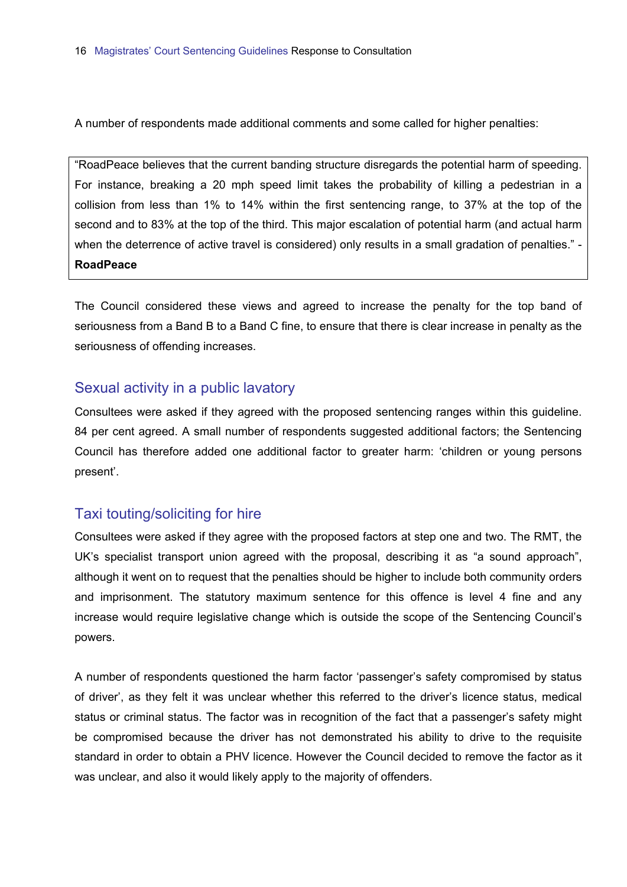A number of respondents made additional comments and some called for higher penalties:

> "RoadPeace believes that the current banding structure disregards the potential harm of speeding. For instance, breaking a 20 mph speed limit takes the probability of killing a pedestrian in a collision from less than 1% to 14% within the first sentencing range, to 37% at the top of the second and to 83% at the top of the third. This major escalation of potential harm (and actual harm when the deterrence of active travel is considered) only results in a small gradation of penalties." - **RoadPeace**

The Council considered these views and agreed to increase the penalty for the top band of seriousness from a Band B to a Band C fine, to ensure that there is clear increase in penalty as the seriousness of offending increases.

## Sexual activity in a public lavatory

Consultees were asked if they agreed with the proposed sentencing ranges within this guideline. 84 per cent agreed. A small number of respondents suggested additional factors; the Sentencing Council has therefore added one additional factor to greater harm: 'children or young persons present'.

## Taxi touting/soliciting for hire

Consultees were asked if they agree with the proposed factors at step one and two. The RMT, the UK's specialist transport union agreed with the proposal, describing it as "a sound approach", although it went on to request that the penalties should be higher to include both community orders and imprisonment. The statutory maximum sentence for this offence is level 4 fine and any increase would require legislative change which is outside the scope of the Sentencing Council's powers.

A number of respondents questioned the harm factor 'passenger's safety compromised by status of driver', as they felt it was unclear whether this referred to the driver's licence status, medical status or criminal status. The factor was in recognition of the fact that a passenger's safety might be compromised because the driver has not demonstrated his ability to drive to the requisite standard in order to obtain a PHV licence. However the Council decided to remove the factor as it was unclear, and also it would likely apply to the majority of offenders.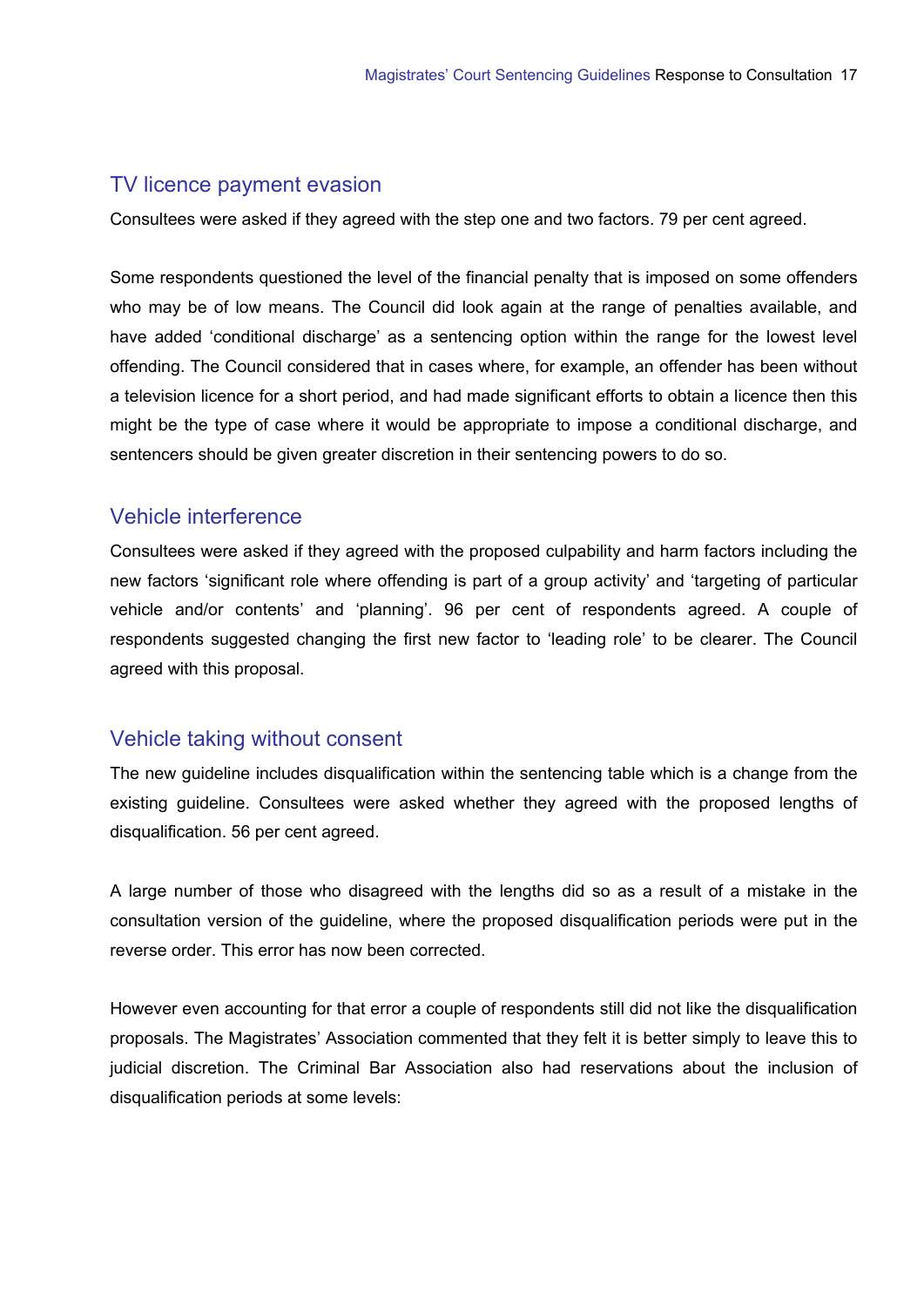## TV licence payment evasion

Consultees were asked if they agreed with the step one and two factors. 79 per cent agreed.

Some respondents questioned the level of the financial penalty that is imposed on some offenders who may be of low means. The Council did look again at the range of penalties available, and have added 'conditional discharge' as a sentencing option within the range for the lowest level offending. The Council considered that in cases where, for example, an offender has been without a television licence for a short period, and had made significant efforts to obtain a licence then this might be the type of case where it would be appropriate to impose a conditional discharge, and sentencers should be given greater discretion in their sentencing powers to do so.

## Vehicle interference

Consultees were asked if they agreed with the proposed culpability and harm factors including the new factors 'significant role where offending is part of a group activity' and 'targeting of particular vehicle and/or contents' and 'planning'. 96 per cent of respondents agreed. A couple of respondents suggested changing the first new factor to 'leading role' to be clearer. The Council agreed with this proposal.

## Vehicle taking without consent

The new guideline includes disqualification within the sentencing table which is a change from the existing guideline. Consultees were asked whether they agreed with the proposed lengths of disqualification. 56 per cent agreed.

A large number of those who disagreed with the lengths did so as a result of a mistake in the consultation version of the guideline, where the proposed disqualification periods were put in the reverse order. This error has now been corrected.

However even accounting for that error a couple of respondents still did not like the disqualification proposals. The Magistrates' Association commented that they felt it is better simply to leave this to judicial discretion. The Criminal Bar Association also had reservations about the inclusion of disqualification periods at some levels: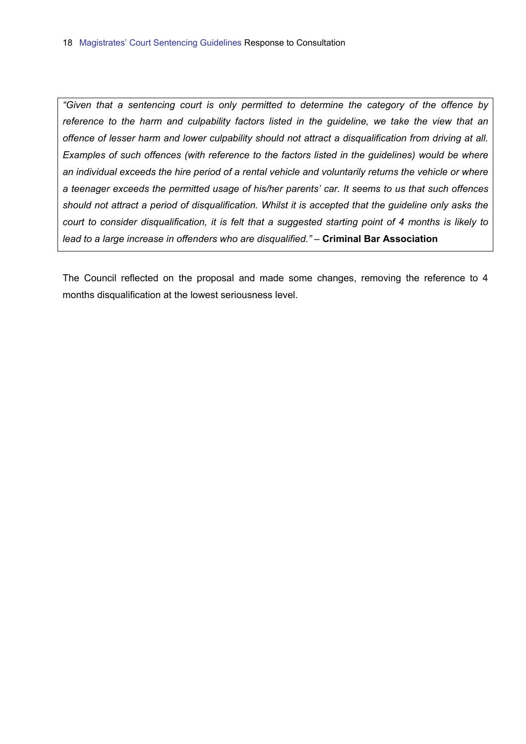> *"Given that a sentencing court is only permitted to determine the category of the offence by reference to the harm and culpability factors listed in the guideline, we take the view that an offence of lesser harm and lower culpability should not attract a disqualification from driving at all. Examples of such offences (with reference to the factors listed in the guidelines) would be where an individual exceeds the hire period of a rental vehicle and voluntarily returns the vehicle or where a teenager exceeds the permitted usage of his/her parents' car. It seems to us that such offences should not attract a period of disqualification. Whilst it is accepted that the guideline only asks the court to consider disqualification, it is felt that a suggested starting point of 4 months is likely to lead to a large increase in offenders who are disqualified."* – **Criminal Bar Association**

The Council reflected on the proposal and made some changes, removing the reference to 4 months disqualification at the lowest seriousness level.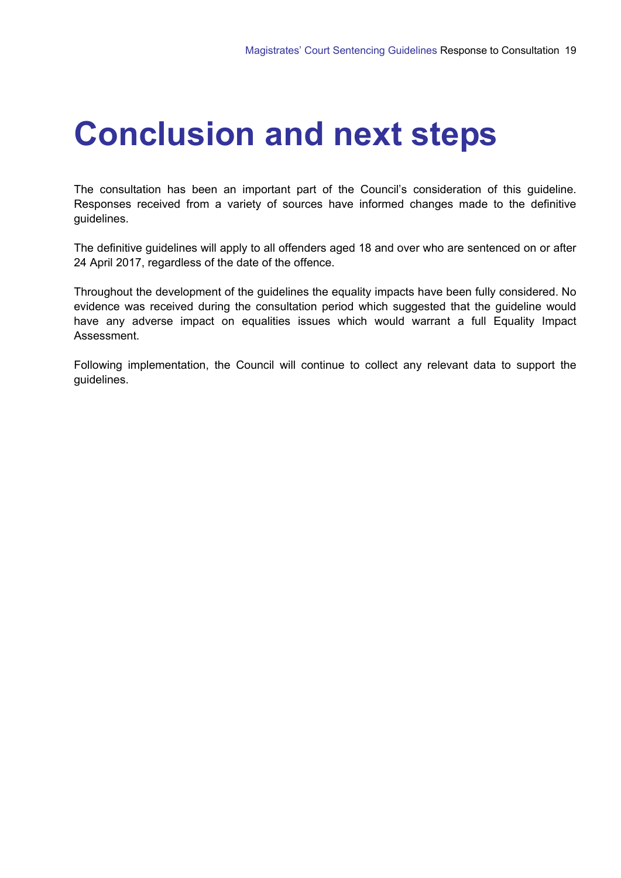# Conclusion and next steps

The consultation has been an important part of the Council's consideration of this guideline. Responses received from a variety of sources have informed changes made to the definitive guidelines.

The definitive guidelines will apply to all offenders aged 18 and over who are sentenced on or after 24 April 2017, regardless of the date of the offence.

Throughout the development of the guidelines the equality impacts have been fully considered. No evidence was received during the consultation period which suggested that the guideline would have any adverse impact on equalities issues which would warrant a full Equality Impact Assessment.

Following implementation, the Council will continue to collect any relevant data to support the guidelines.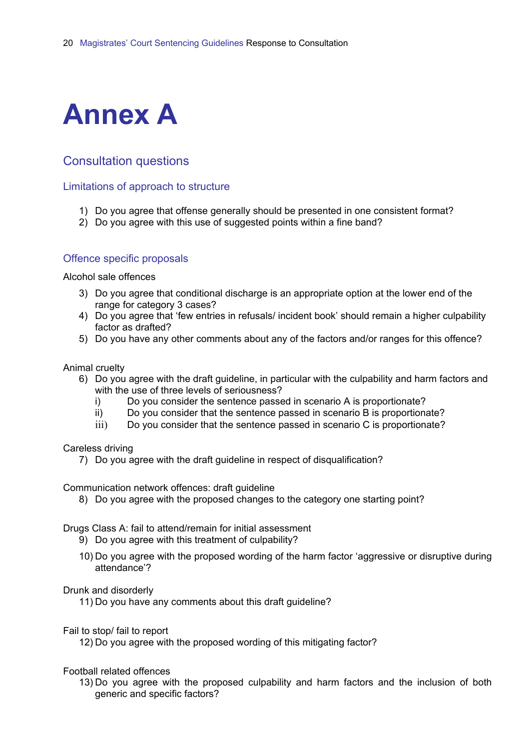# Annex A

## Consultation questions

### Limitations of approach to structure

1) Do you agree that offense generally should be presented in one consistent format?
2) Do you agree with this use of suggested points within a fine band?

### Offence specific proposals

Alcohol sale offences

3) Do you agree that conditional discharge is an appropriate option at the lower end of the range for category 3 cases?
4) Do you agree that 'few entries in refusals/ incident book' should remain a higher culpability factor as drafted?
5) Do you have any other comments about any of the factors and/or ranges for this offence?

Animal cruelty

6) Do you agree with the draft guideline, in particular with the culpability and harm factors and with the use of three levels of seriousness?
   i) Do you consider the sentence passed in scenario A is proportionate?
   ii) Do you consider that the sentence passed in scenario B is proportionate?
   iii) Do you consider that the sentence passed in scenario C is proportionate?

Careless driving

7) Do you agree with the draft guideline in respect of disqualification?

Communication network offences: draft guideline

8) Do you agree with the proposed changes to the category one starting point?

Drugs Class A: fail to attend/remain for initial assessment

9) Do you agree with this treatment of culpability?
10) Do you agree with the proposed wording of the harm factor 'aggressive or disruptive during attendance'?

Drunk and disorderly

11) Do you have any comments about this draft guideline?

Fail to stop/ fail to report

12) Do you agree with the proposed wording of this mitigating factor?

Football related offences

13) Do you agree with the proposed culpability and harm factors and the inclusion of both generic and specific factors?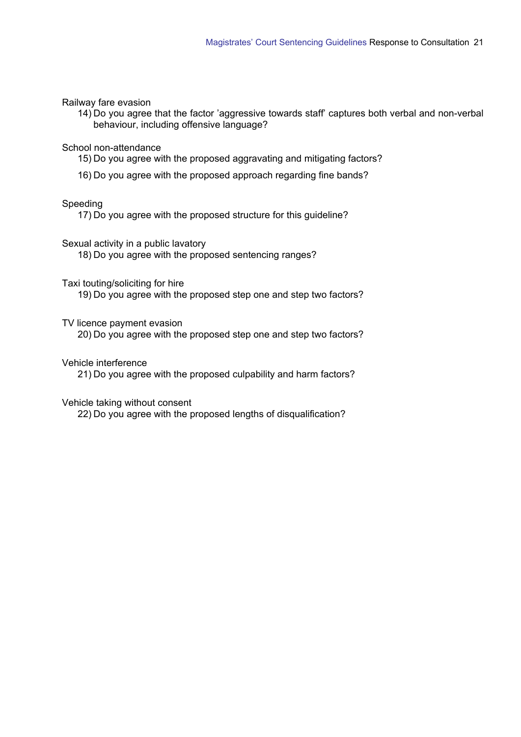Railway fare evasion

14) Do you agree that the factor 'aggressive towards staff' captures both verbal and non-verbal behaviour, including offensive language?

School non-attendance

15) Do you agree with the proposed aggravating and mitigating factors?

16) Do you agree with the proposed approach regarding fine bands?

Speeding

17) Do you agree with the proposed structure for this guideline?

Sexual activity in a public lavatory

18) Do you agree with the proposed sentencing ranges?

Taxi touting/soliciting for hire

19) Do you agree with the proposed step one and step two factors?

TV licence payment evasion

20) Do you agree with the proposed step one and step two factors?

Vehicle interference

21) Do you agree with the proposed culpability and harm factors?

Vehicle taking without consent

22) Do you agree with the proposed lengths of disqualification?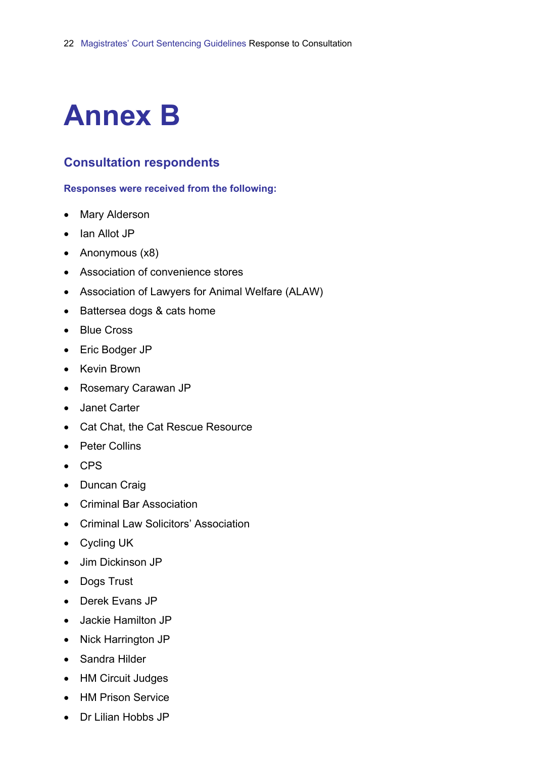# Annex B

## Consultation respondents

### Responses were received from the following:

- Mary Alderson
- Ian Allot JP
- Anonymous (x8)
- Association of convenience stores
- Association of Lawyers for Animal Welfare (ALAW)
- Battersea dogs & cats home
- Blue Cross
- Eric Bodger JP
- Kevin Brown
- Rosemary Carawan JP
- Janet Carter
- Cat Chat, the Cat Rescue Resource
- Peter Collins
- CPS
- Duncan Craig
- Criminal Bar Association
- Criminal Law Solicitors' Association
- Cycling UK
- Jim Dickinson JP
- Dogs Trust
- Derek Evans JP
- Jackie Hamilton JP
- Nick Harrington JP
- Sandra Hilder
- HM Circuit Judges
- HM Prison Service
- Dr Lilian Hobbs JP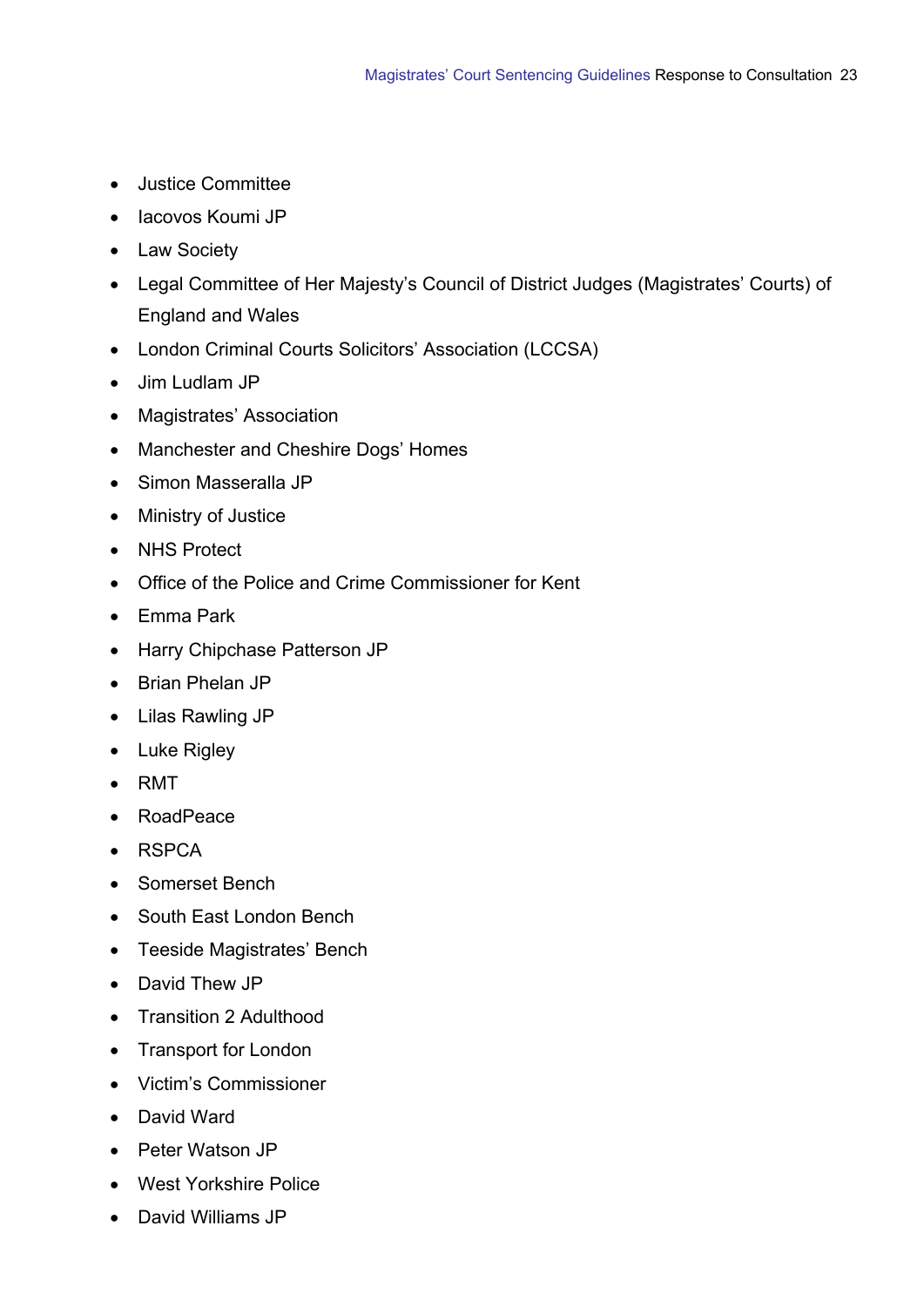- Justice Committee
- Iacovos Koumi JP
- Law Society
- Legal Committee of Her Majesty's Council of District Judges (Magistrates' Courts) of England and Wales
- London Criminal Courts Solicitors' Association (LCCSA)
- Jim Ludlam JP
- Magistrates' Association
- Manchester and Cheshire Dogs' Homes
- Simon Masseralla JP
- Ministry of Justice
- NHS Protect
- Office of the Police and Crime Commissioner for Kent
- Emma Park
- Harry Chipchase Patterson JP
- Brian Phelan JP
- Lilas Rawling JP
- Luke Rigley
- RMT
- RoadPeace
- RSPCA
- Somerset Bench
- South East London Bench
- Teeside Magistrates' Bench
- David Thew JP
- Transition 2 Adulthood
- Transport for London
- Victim's Commissioner
- David Ward
- Peter Watson JP
- West Yorkshire Police
- David Williams JP